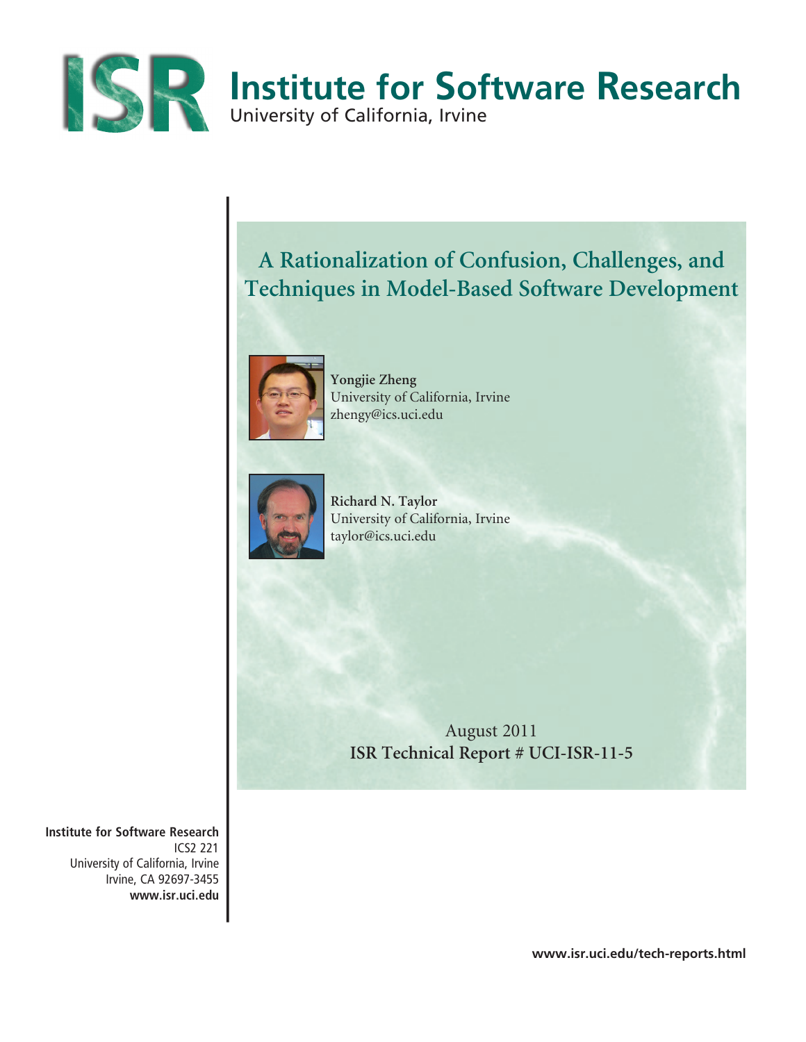# Institute for Software Research

University of California, Irvine

## A Rationalization of Confusion, Challenges, and Techniques in Model-Based Software Development

**Yongjie Zheng**
University of California, Irvine
zhengy@ics.uci.edu

**Richard N. Taylor**
University of California, Irvine
taylor@ics.uci.edu

August 2011
**ISR Technical Report # UCI-ISR-11-5**

**Institute for Software Research**
ICS2 221
University of California, Irvine
Irvine, CA 92697-3455
**www.isr.uci.edu**

**www.isr.uci.edu/tech-reports.html**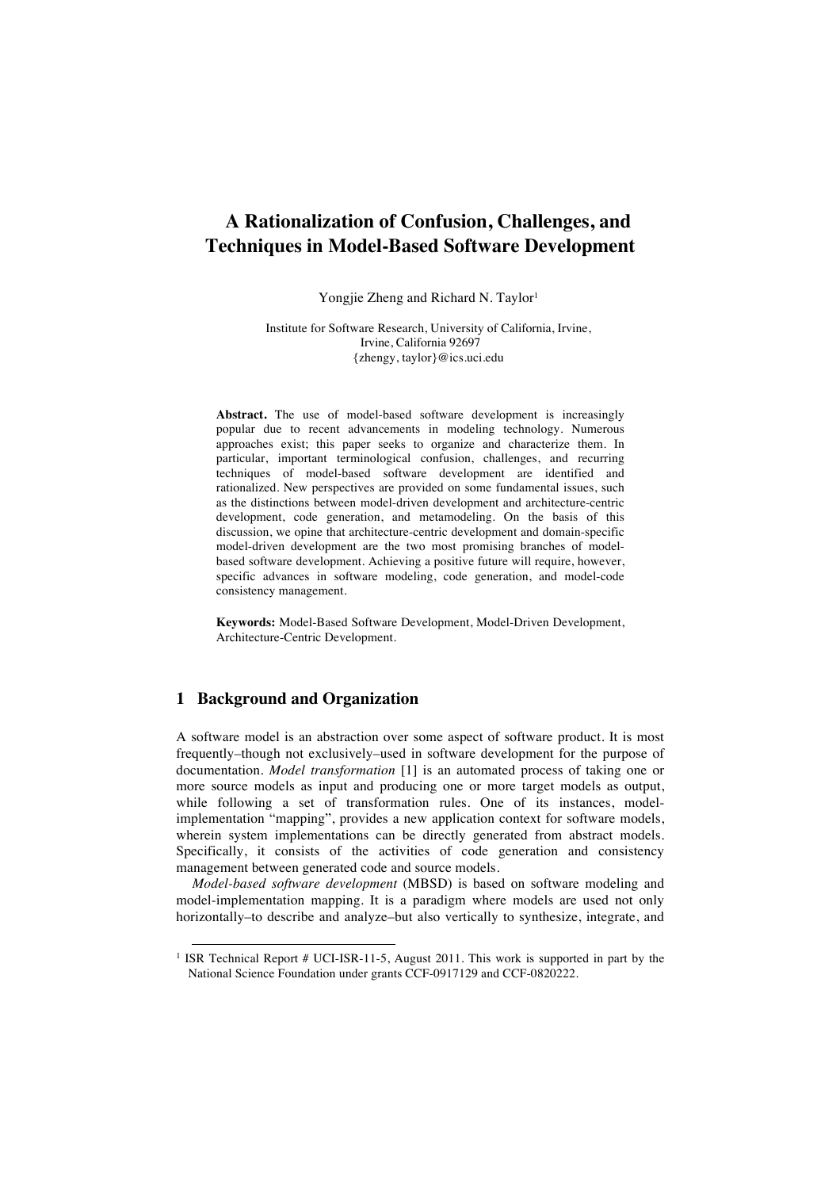# A Rationalization of Confusion, Challenges, and Techniques in Model-Based Software Development

Yongjie Zheng and Richard N. Taylor[1]

Institute for Software Research, University of California, Irvine,
Irvine, California 92697
{zhengy, taylor}@ics.uci.edu

**Abstract.** The use of model-based software development is increasingly popular due to recent advancements in modeling technology. Numerous approaches exist; this paper seeks to organize and characterize them. In particular, important terminological confusion, challenges, and recurring techniques of model-based software development are identified and rationalized. New perspectives are provided on some fundamental issues, such as the distinctions between model-driven development and architecture-centric development, code generation, and metamodeling. On the basis of this discussion, we opine that architecture-centric development and domain-specific model-driven development are the two most promising branches of model-based software development. Achieving a positive future will require, however, specific advances in software modeling, code generation, and model-code consistency management.

**Keywords:** Model-Based Software Development, Model-Driven Development, Architecture-Centric Development.

## 1 Background and Organization

A software model is an abstraction over some aspect of software product. It is most frequently–though not exclusively–used in software development for the purpose of documentation. *Model transformation* [1] is an automated process of taking one or more source models as input and producing one or more target models as output, while following a set of transformation rules. One of its instances, model-implementation "mapping", provides a new application context for software models, wherein system implementations can be directly generated from abstract models. Specifically, it consists of the activities of code generation and consistency management between generated code and source models.

*Model-based software development* (MBSD) is based on software modeling and model-implementation mapping. It is a paradigm where models are used not only horizontally–to describe and analyze–but also vertically to synthesize, integrate, and

[1] ISR Technical Report # UCI-ISR-11-5, August 2011. This work is supported in part by the National Science Foundation under grants CCF-0917129 and CCF-0820222.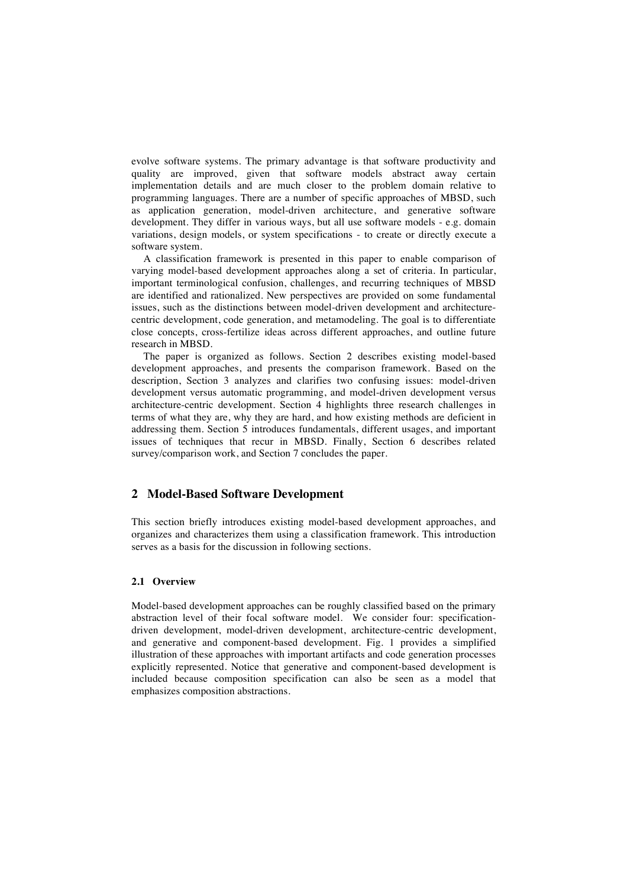evolve software systems. The primary advantage is that software productivity and quality are improved, given that software models abstract away certain implementation details and are much closer to the problem domain relative to programming languages. There are a number of specific approaches of MBSD, such as application generation, model-driven architecture, and generative software development. They differ in various ways, but all use software models - e.g. domain variations, design models, or system specifications - to create or directly execute a software system.

A classification framework is presented in this paper to enable comparison of varying model-based development approaches along a set of criteria. In particular, important terminological confusion, challenges, and recurring techniques of MBSD are identified and rationalized. New perspectives are provided on some fundamental issues, such as the distinctions between model-driven development and architecture-centric development, code generation, and metamodeling. The goal is to differentiate close concepts, cross-fertilize ideas across different approaches, and outline future research in MBSD.

The paper is organized as follows. Section 2 describes existing model-based development approaches, and presents the comparison framework. Based on the description, Section 3 analyzes and clarifies two confusing issues: model-driven development versus automatic programming, and model-driven development versus architecture-centric development. Section 4 highlights three research challenges in terms of what they are, why they are hard, and how existing methods are deficient in addressing them. Section 5 introduces fundamentals, different usages, and important issues of techniques that recur in MBSD. Finally, Section 6 describes related survey/comparison work, and Section 7 concludes the paper.

## 2 Model-Based Software Development

This section briefly introduces existing model-based development approaches, and organizes and characterizes them using a classification framework. This introduction serves as a basis for the discussion in following sections.

### 2.1 Overview

Model-based development approaches can be roughly classified based on the primary abstraction level of their focal software model. We consider four: specification-driven development, model-driven development, architecture-centric development, and generative and component-based development. Fig. 1 provides a simplified illustration of these approaches with important artifacts and code generation processes explicitly represented. Notice that generative and component-based development is included because composition specification can also be seen as a model that emphasizes composition abstractions.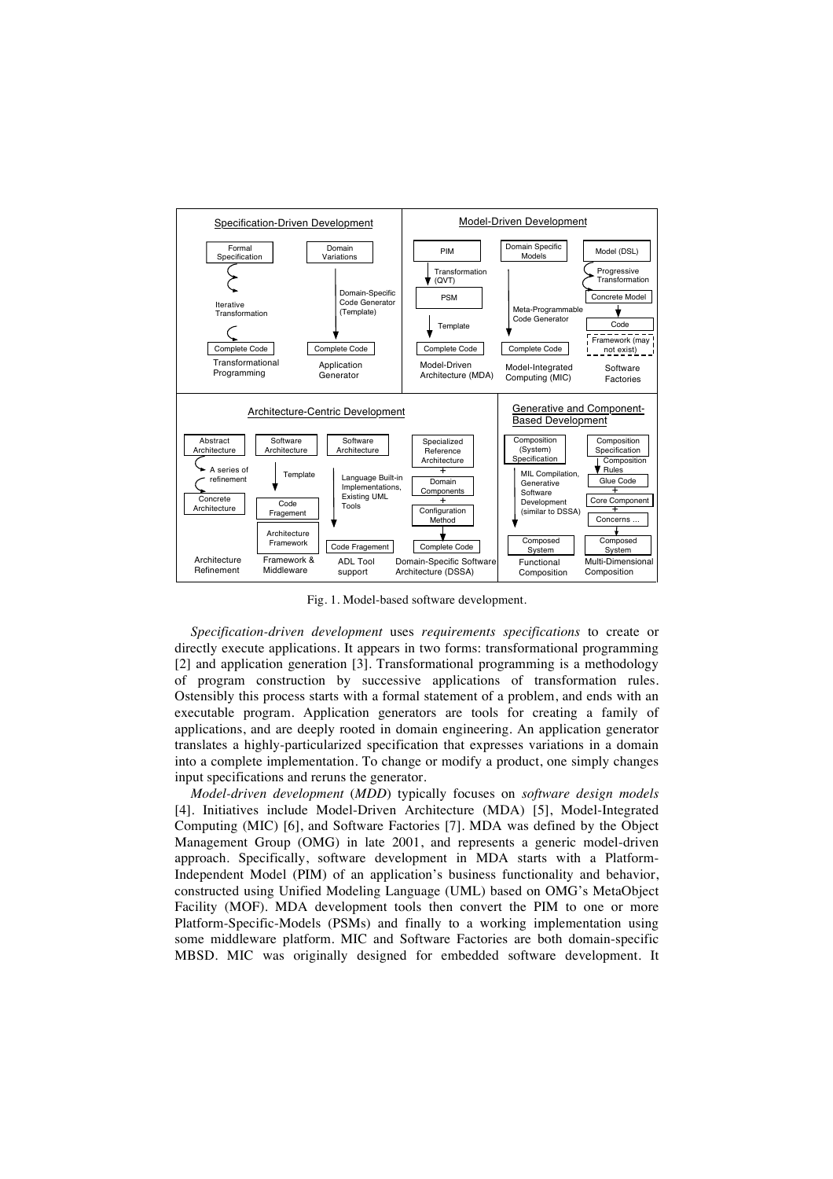Fig. 1. Model-based software development.

*Specification-driven development* uses *requirements specifications* to create or directly execute applications. It appears in two forms: transformational programming [2] and application generation [3]. Transformational programming is a methodology of program construction by successive applications of transformation rules. Ostensibly this process starts with a formal statement of a problem, and ends with an executable program. Application generators are tools for creating a family of applications, and are deeply rooted in domain engineering. An application generator translates a highly-particularized specification that expresses variations in a domain into a complete implementation. To change or modify a product, one simply changes input specifications and reruns the generator.

*Model-driven development* (*MDD*) typically focuses on *software design models* [4]. Initiatives include Model-Driven Architecture (MDA) [5], Model-Integrated Computing (MIC) [6], and Software Factories [7]. MDA was defined by the Object Management Group (OMG) in late 2001, and represents a generic model-driven approach. Specifically, software development in MDA starts with a Platform-Independent Model (PIM) of an application's business functionality and behavior, constructed using Unified Modeling Language (UML) based on OMG's MetaObject Facility (MOF). MDA development tools then convert the PIM to one or more Platform-Specific-Models (PSMs) and finally to a working implementation using some middleware platform. MIC and Software Factories are both domain-specific MBSD. MIC was originally designed for embedded software development. It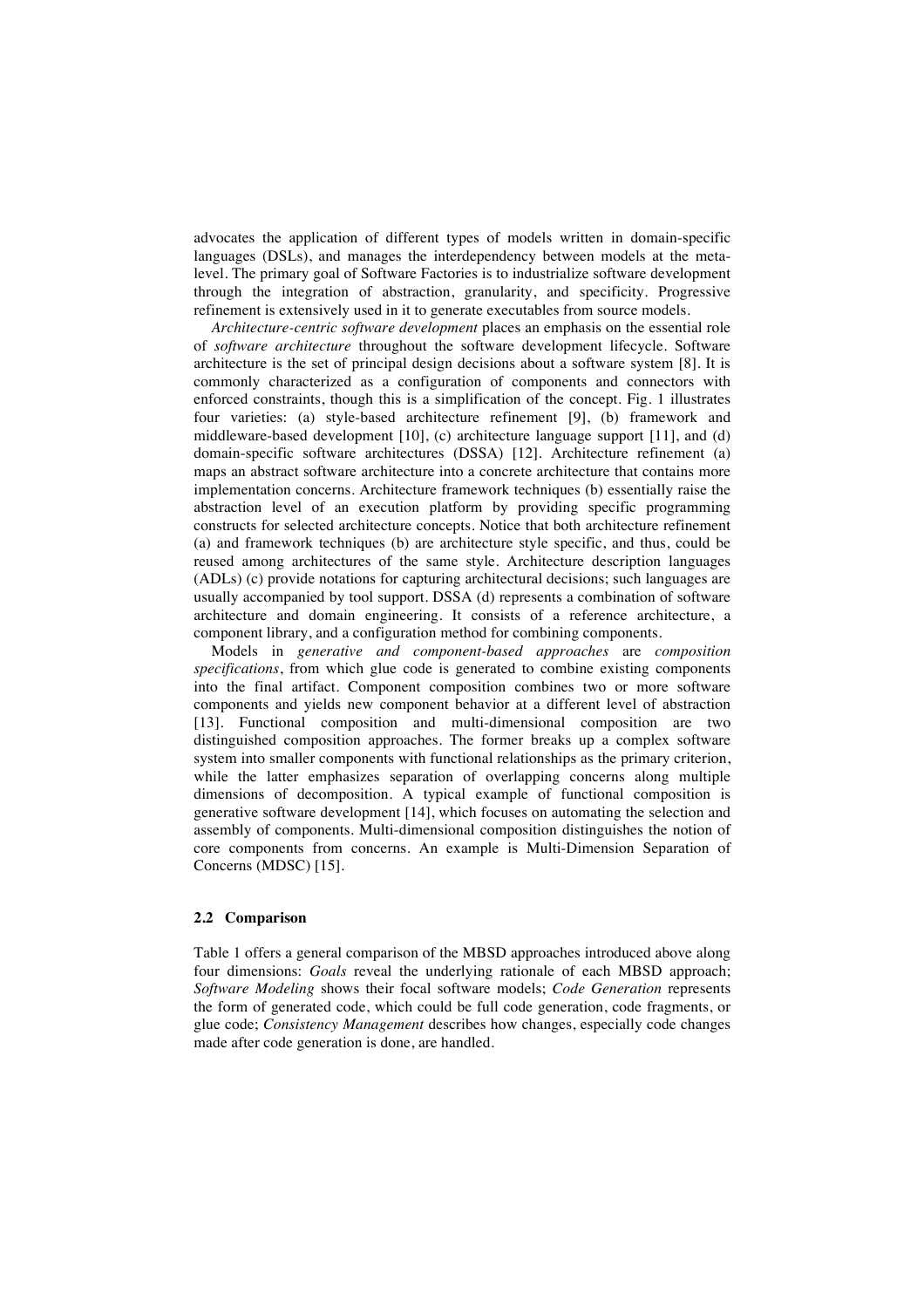advocates the application of different types of models written in domain-specific languages (DSLs), and manages the interdependency between models at the meta-level. The primary goal of Software Factories is to industrialize software development through the integration of abstraction, granularity, and specificity. Progressive refinement is extensively used in it to generate executables from source models.

*Architecture-centric software development* places an emphasis on the essential role of *software architecture* throughout the software development lifecycle. Software architecture is the set of principal design decisions about a software system [8]. It is commonly characterized as a configuration of components and connectors with enforced constraints, though this is a simplification of the concept. Fig. 1 illustrates four varieties: (a) style-based architecture refinement [9], (b) framework and middleware-based development [10], (c) architecture language support [11], and (d) domain-specific software architectures (DSSA) [12]. Architecture refinement (a) maps an abstract software architecture into a concrete architecture that contains more implementation concerns. Architecture framework techniques (b) essentially raise the abstraction level of an execution platform by providing specific programming constructs for selected architecture concepts. Notice that both architecture refinement (a) and framework techniques (b) are architecture style specific, and thus, could be reused among architectures of the same style. Architecture description languages (ADLs) (c) provide notations for capturing architectural decisions; such languages are usually accompanied by tool support. DSSA (d) represents a combination of software architecture and domain engineering. It consists of a reference architecture, a component library, and a configuration method for combining components.

Models in *generative and component-based approaches* are *composition specifications*, from which glue code is generated to combine existing components into the final artifact. Component composition combines two or more software components and yields new component behavior at a different level of abstraction [13]. Functional composition and multi-dimensional composition are two distinguished composition approaches. The former breaks up a complex software system into smaller components with functional relationships as the primary criterion, while the latter emphasizes separation of overlapping concerns along multiple dimensions of decomposition. A typical example of functional composition is generative software development [14], which focuses on automating the selection and assembly of components. Multi-dimensional composition distinguishes the notion of core components from concerns. An example is Multi-Dimension Separation of Concerns (MDSC) [15].

### 2.2 Comparison

Table 1 offers a general comparison of the MBSD approaches introduced above along four dimensions: *Goals* reveal the underlying rationale of each MBSD approach; *Software Modeling* shows their focal software models; *Code Generation* represents the form of generated code, which could be full code generation, code fragments, or glue code; *Consistency Management* describes how changes, especially code changes made after code generation is done, are handled.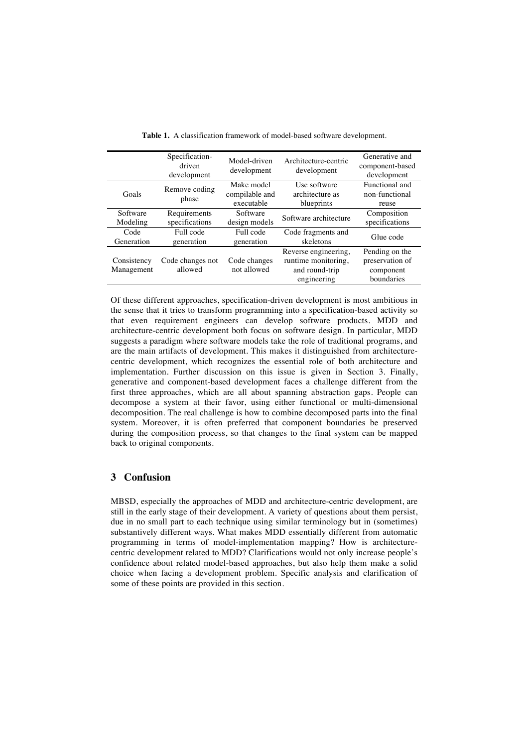**Table 1.** A classification framework of model-based software development.

| | Specification-driven development | Model-driven development | Architecture-centric development | Generative and component-based development |
|---|---|---|---|---|
| Goals | Remove coding phase | Make model compilable and executable | Use software architecture as blueprints | Functional and non-functional reuse |
| Software Modeling | Requirements specifications | Software design models | Software architecture | Composition specifications |
| Code Generation | Full code generation | Full code generation | Code fragments and skeletons | Glue code |
| Consistency Management | Code changes not allowed | Code changes not allowed | Reverse engineering, runtime monitoring, and round-trip engineering | Pending on the preservation of component boundaries |

Of these different approaches, specification-driven development is most ambitious in the sense that it tries to transform programming into a specification-based activity so that even requirement engineers can develop software products. MDD and architecture-centric development both focus on software design. In particular, MDD suggests a paradigm where software models take the role of traditional programs, and are the main artifacts of development. This makes it distinguished from architecture-centric development, which recognizes the essential role of both architecture and implementation. Further discussion on this issue is given in Section 3. Finally, generative and component-based development faces a challenge different from the first three approaches, which are all about spanning abstraction gaps. People can decompose a system at their favor, using either functional or multi-dimensional decomposition. The real challenge is how to combine decomposed parts into the final system. Moreover, it is often preferred that component boundaries be preserved during the composition process, so that changes to the final system can be mapped back to original components.

## 3 Confusion

MBSD, especially the approaches of MDD and architecture-centric development, are still in the early stage of their development. A variety of questions about them persist, due in no small part to each technique using similar terminology but in (sometimes) substantively different ways. What makes MDD essentially different from automatic programming in terms of model-implementation mapping? How is architecture-centric development related to MDD? Clarifications would not only increase people's confidence about related model-based approaches, but also help them make a solid choice when facing a development problem. Specific analysis and clarification of some of these points are provided in this section.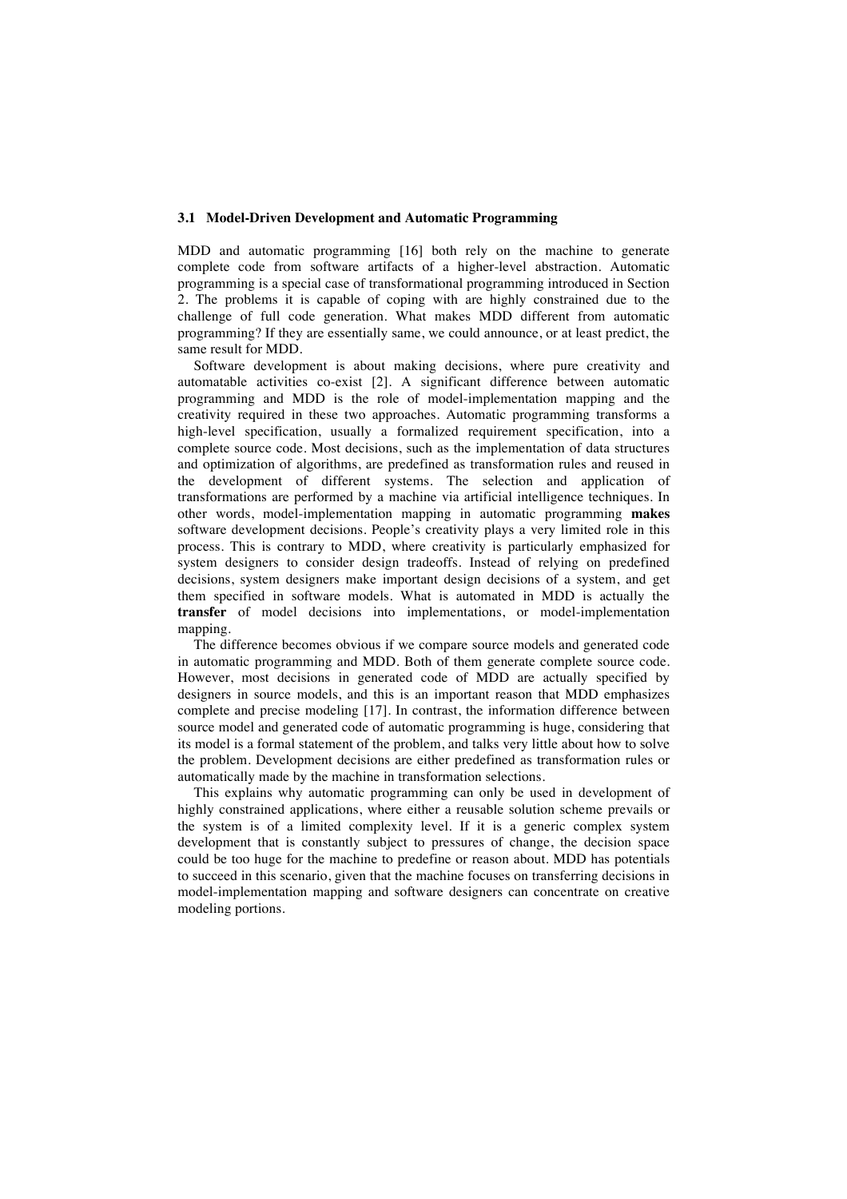### 3.1 Model-Driven Development and Automatic Programming

MDD and automatic programming [16] both rely on the machine to generate complete code from software artifacts of a higher-level abstraction. Automatic programming is a special case of transformational programming introduced in Section 2. The problems it is capable of coping with are highly constrained due to the challenge of full code generation. What makes MDD different from automatic programming? If they are essentially same, we could announce, or at least predict, the same result for MDD.

Software development is about making decisions, where pure creativity and automatable activities co-exist [2]. A significant difference between automatic programming and MDD is the role of model-implementation mapping and the creativity required in these two approaches. Automatic programming transforms a high-level specification, usually a formalized requirement specification, into a complete source code. Most decisions, such as the implementation of data structures and optimization of algorithms, are predefined as transformation rules and reused in the development of different systems. The selection and application of transformations are performed by a machine via artificial intelligence techniques. In other words, model-implementation mapping in automatic programming **makes** software development decisions. People's creativity plays a very limited role in this process. This is contrary to MDD, where creativity is particularly emphasized for system designers to consider design tradeoffs. Instead of relying on predefined decisions, system designers make important design decisions of a system, and get them specified in software models. What is automated in MDD is actually the **transfer** of model decisions into implementations, or model-implementation mapping.

The difference becomes obvious if we compare source models and generated code in automatic programming and MDD. Both of them generate complete source code. However, most decisions in generated code of MDD are actually specified by designers in source models, and this is an important reason that MDD emphasizes complete and precise modeling [17]. In contrast, the information difference between source model and generated code of automatic programming is huge, considering that its model is a formal statement of the problem, and talks very little about how to solve the problem. Development decisions are either predefined as transformation rules or automatically made by the machine in transformation selections.

This explains why automatic programming can only be used in development of highly constrained applications, where either a reusable solution scheme prevails or the system is of a limited complexity level. If it is a generic complex system development that is constantly subject to pressures of change, the decision space could be too huge for the machine to predefine or reason about. MDD has potentials to succeed in this scenario, given that the machine focuses on transferring decisions in model-implementation mapping and software designers can concentrate on creative modeling portions.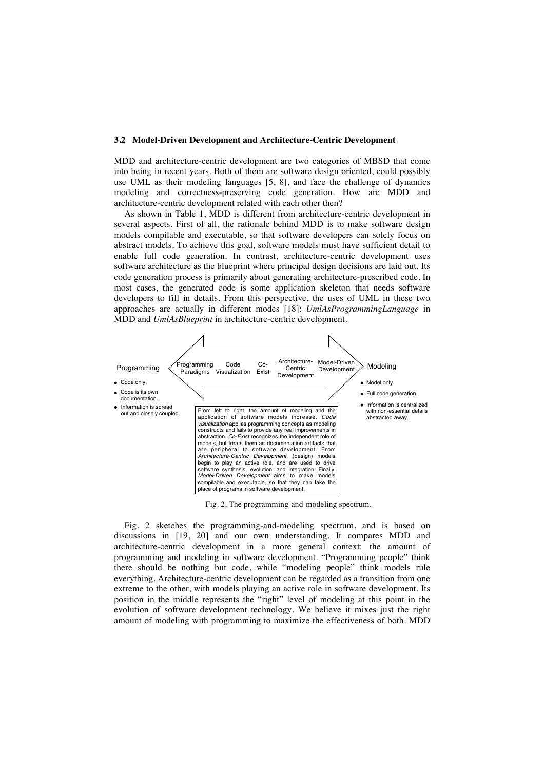### 3.2 Model-Driven Development and Architecture-Centric Development

MDD and architecture-centric development are two categories of MBSD that come into being in recent years. Both of them are software design oriented, could possibly use UML as their modeling languages [5, 8], and face the challenge of dynamics modeling and correctness-preserving code generation. How are MDD and architecture-centric development related with each other then?

As shown in Table 1, MDD is different from architecture-centric development in several aspects. First of all, the rationale behind MDD is to make software design models compilable and executable, so that software developers can solely focus on abstract models. To achieve this goal, software models must have sufficient detail to enable full code generation. In contrast, architecture-centric development uses software architecture as the blueprint where principal design decisions are laid out. Its code generation process is primarily about generating architecture-prescribed code. In most cases, the generated code is some application skeleton that needs software developers to fill in details. From this perspective, the uses of UML in these two approaches are actually in different modes [18]: *UmlAsProgrammingLanguage* in MDD and *UmlAsBlueprint* in architecture-centric development.

Programming | Programming Paradigms | Code Visualization | Co-Exist | Architecture-Centric Development | Model-Driven Development | Modeling

- Code only.
- Code is its own documentation.
- Information is spread out and closely coupled.

- Model only.
- Full code generation.
- Information is centralized with non-essential details abstracted away.

From left to right, the amount of modeling and the application of software models increase. *Code visualization* applies programming concepts as modeling constructs and fails to provide any real improvements in abstraction. *Co-Exist* recognizes the independent role of models, but treats them as documentation artifacts that are peripheral to software development. From *Architecture-Centric Development*, (design) models begin to play an active role, and are used to drive software synthesis, evolution, and integration. Finally, *Model-Driven Development* aims to make models compilable and executable, so that they can take the place of programs in software development.

Fig. 2. The programming-and-modeling spectrum.

Fig. 2 sketches the programming-and-modeling spectrum, and is based on discussions in [19, 20] and our own understanding. It compares MDD and architecture-centric development in a more general context: the amount of programming and modeling in software development. "Programming people" think there should be nothing but code, while "modeling people" think models rule everything. Architecture-centric development can be regarded as a transition from one extreme to the other, with models playing an active role in software development. Its position in the middle represents the "right" level of modeling at this point in the evolution of software development technology. We believe it mixes just the right amount of modeling with programming to maximize the effectiveness of both. MDD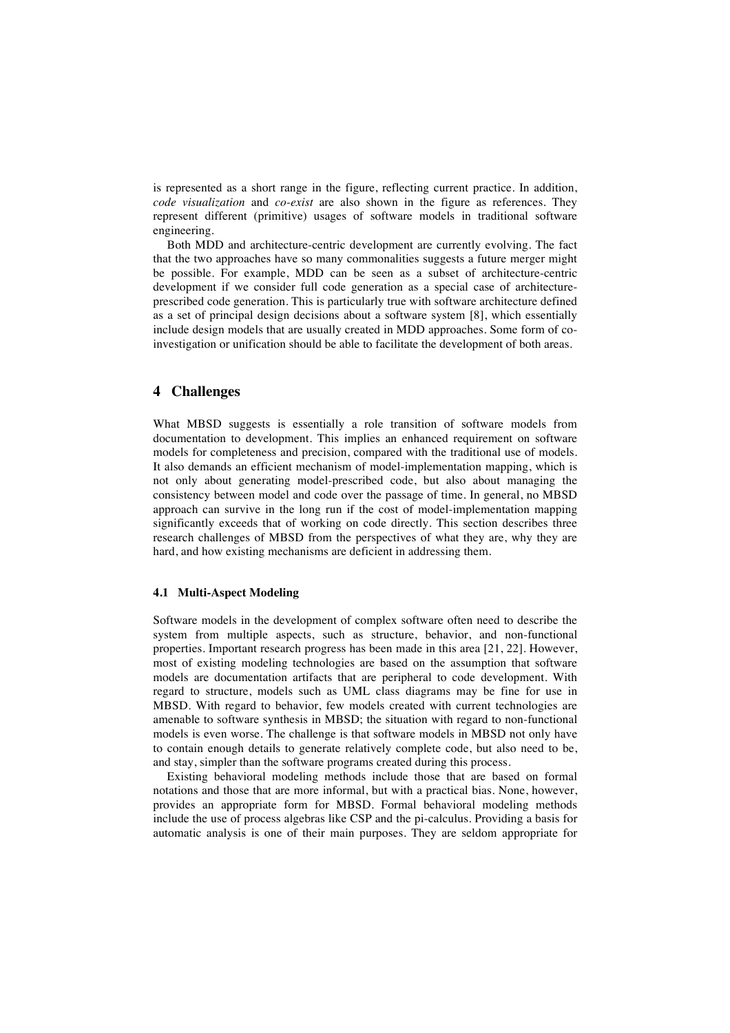is represented as a short range in the figure, reflecting current practice. In addition, *code visualization* and *co-exist* are also shown in the figure as references. They represent different (primitive) usages of software models in traditional software engineering.

Both MDD and architecture-centric development are currently evolving. The fact that the two approaches have so many commonalities suggests a future merger might be possible. For example, MDD can be seen as a subset of architecture-centric development if we consider full code generation as a special case of architecture-prescribed code generation. This is particularly true with software architecture defined as a set of principal design decisions about a software system [8], which essentially include design models that are usually created in MDD approaches. Some form of co-investigation or unification should be able to facilitate the development of both areas.

## 4 Challenges

What MBSD suggests is essentially a role transition of software models from documentation to development. This implies an enhanced requirement on software models for completeness and precision, compared with the traditional use of models. It also demands an efficient mechanism of model-implementation mapping, which is not only about generating model-prescribed code, but also about managing the consistency between model and code over the passage of time. In general, no MBSD approach can survive in the long run if the cost of model-implementation mapping significantly exceeds that of working on code directly. This section describes three research challenges of MBSD from the perspectives of what they are, why they are hard, and how existing mechanisms are deficient in addressing them.

### 4.1 Multi-Aspect Modeling

Software models in the development of complex software often need to describe the system from multiple aspects, such as structure, behavior, and non-functional properties. Important research progress has been made in this area [21, 22]. However, most of existing modeling technologies are based on the assumption that software models are documentation artifacts that are peripheral to code development. With regard to structure, models such as UML class diagrams may be fine for use in MBSD. With regard to behavior, few models created with current technologies are amenable to software synthesis in MBSD; the situation with regard to non-functional models is even worse. The challenge is that software models in MBSD not only have to contain enough details to generate relatively complete code, but also need to be, and stay, simpler than the software programs created during this process.

Existing behavioral modeling methods include those that are based on formal notations and those that are more informal, but with a practical bias. None, however, provides an appropriate form for MBSD. Formal behavioral modeling methods include the use of process algebras like CSP and the pi-calculus. Providing a basis for automatic analysis is one of their main purposes. They are seldom appropriate for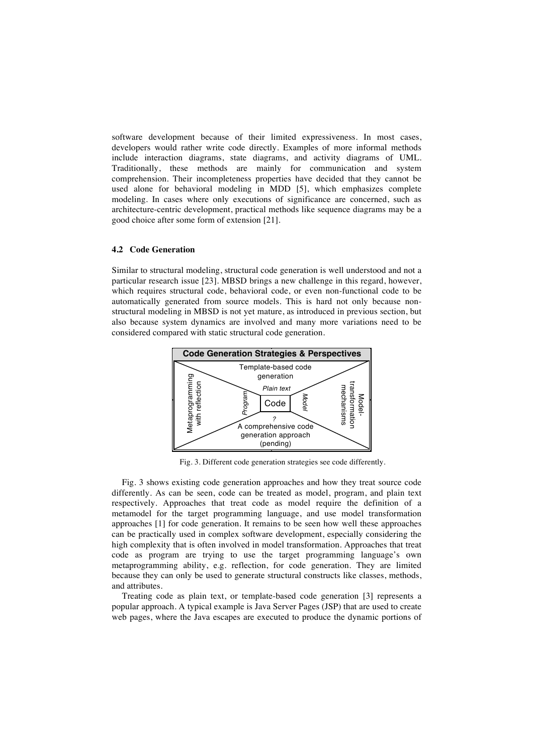software development because of their limited expressiveness. In most cases, developers would rather write code directly. Examples of more informal methods include interaction diagrams, state diagrams, and activity diagrams of UML. Traditionally, these methods are mainly for communication and system comprehension. Their incompleteness properties have decided that they cannot be used alone for behavioral modeling in MDD [5], which emphasizes complete modeling. In cases where only executions of significance are concerned, such as architecture-centric development, practical methods like sequence diagrams may be a good choice after some form of extension [21].

### 4.2 Code Generation

Similar to structural modeling, structural code generation is well understood and not a particular research issue [23]. MBSD brings a new challenge in this regard, however, which requires structural code, behavioral code, or even non-functional code to be automatically generated from source models. This is hard not only because non-structural modeling in MBSD is not yet mature, as introduced in previous section, but also because system dynamics are involved and many more variations need to be considered compared with static structural code generation.

Fig. 3. Different code generation strategies see code differently.

Fig. 3 shows existing code generation approaches and how they treat source code differently. As can be seen, code can be treated as model, program, and plain text respectively. Approaches that treat code as model require the definition of a metamodel for the target programming language, and use model transformation approaches [1] for code generation. It remains to be seen how well these approaches can be practically used in complex software development, especially considering the high complexity that is often involved in model transformation. Approaches that treat code as program are trying to use the target programming language's own metaprogramming ability, e.g. reflection, for code generation. They are limited because they can only be used to generate structural constructs like classes, methods, and attributes.

Treating code as plain text, or template-based code generation [3] represents a popular approach. A typical example is Java Server Pages (JSP) that are used to create web pages, where the Java escapes are executed to produce the dynamic portions of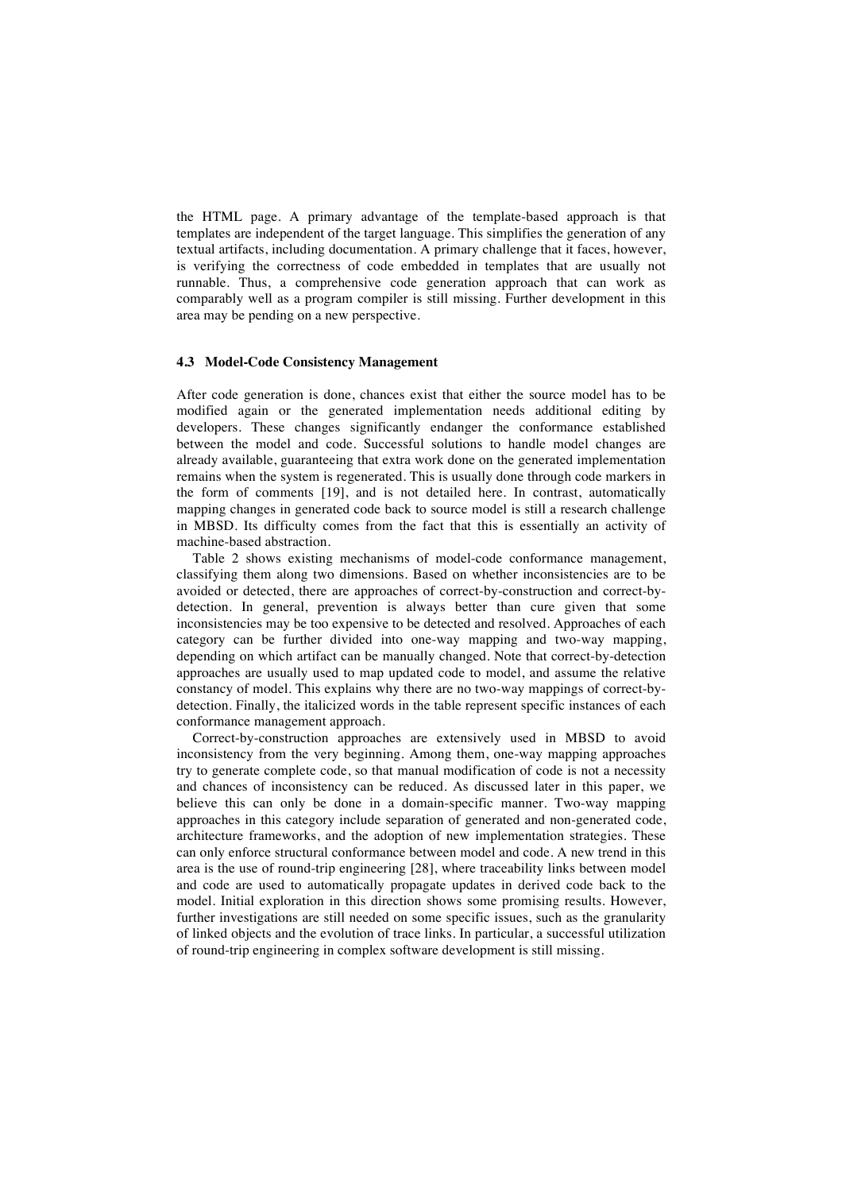the HTML page. A primary advantage of the template-based approach is that templates are independent of the target language. This simplifies the generation of any textual artifacts, including documentation. A primary challenge that it faces, however, is verifying the correctness of code embedded in templates that are usually not runnable. Thus, a comprehensive code generation approach that can work as comparably well as a program compiler is still missing. Further development in this area may be pending on a new perspective.

### 4.3 Model-Code Consistency Management

After code generation is done, chances exist that either the source model has to be modified again or the generated implementation needs additional editing by developers. These changes significantly endanger the conformance established between the model and code. Successful solutions to handle model changes are already available, guaranteeing that extra work done on the generated implementation remains when the system is regenerated. This is usually done through code markers in the form of comments [19], and is not detailed here. In contrast, automatically mapping changes in generated code back to source model is still a research challenge in MBSD. Its difficulty comes from the fact that this is essentially an activity of machine-based abstraction.

Table 2 shows existing mechanisms of model-code conformance management, classifying them along two dimensions. Based on whether inconsistencies are to be avoided or detected, there are approaches of correct-by-construction and correct-by-detection. In general, prevention is always better than cure given that some inconsistencies may be too expensive to be detected and resolved. Approaches of each category can be further divided into one-way mapping and two-way mapping, depending on which artifact can be manually changed. Note that correct-by-detection approaches are usually used to map updated code to model, and assume the relative constancy of model. This explains why there are no two-way mappings of correct-by-detection. Finally, the italicized words in the table represent specific instances of each conformance management approach.

Correct-by-construction approaches are extensively used in MBSD to avoid inconsistency from the very beginning. Among them, one-way mapping approaches try to generate complete code, so that manual modification of code is not a necessity and chances of inconsistency can be reduced. As discussed later in this paper, we believe this can only be done in a domain-specific manner. Two-way mapping approaches in this category include separation of generated and non-generated code, architecture frameworks, and the adoption of new implementation strategies. These can only enforce structural conformance between model and code. A new trend in this area is the use of round-trip engineering [28], where traceability links between model and code are used to automatically propagate updates in derived code back to the model. Initial exploration in this direction shows some promising results. However, further investigations are still needed on some specific issues, such as the granularity of linked objects and the evolution of trace links. In particular, a successful utilization of round-trip engineering in complex software development is still missing.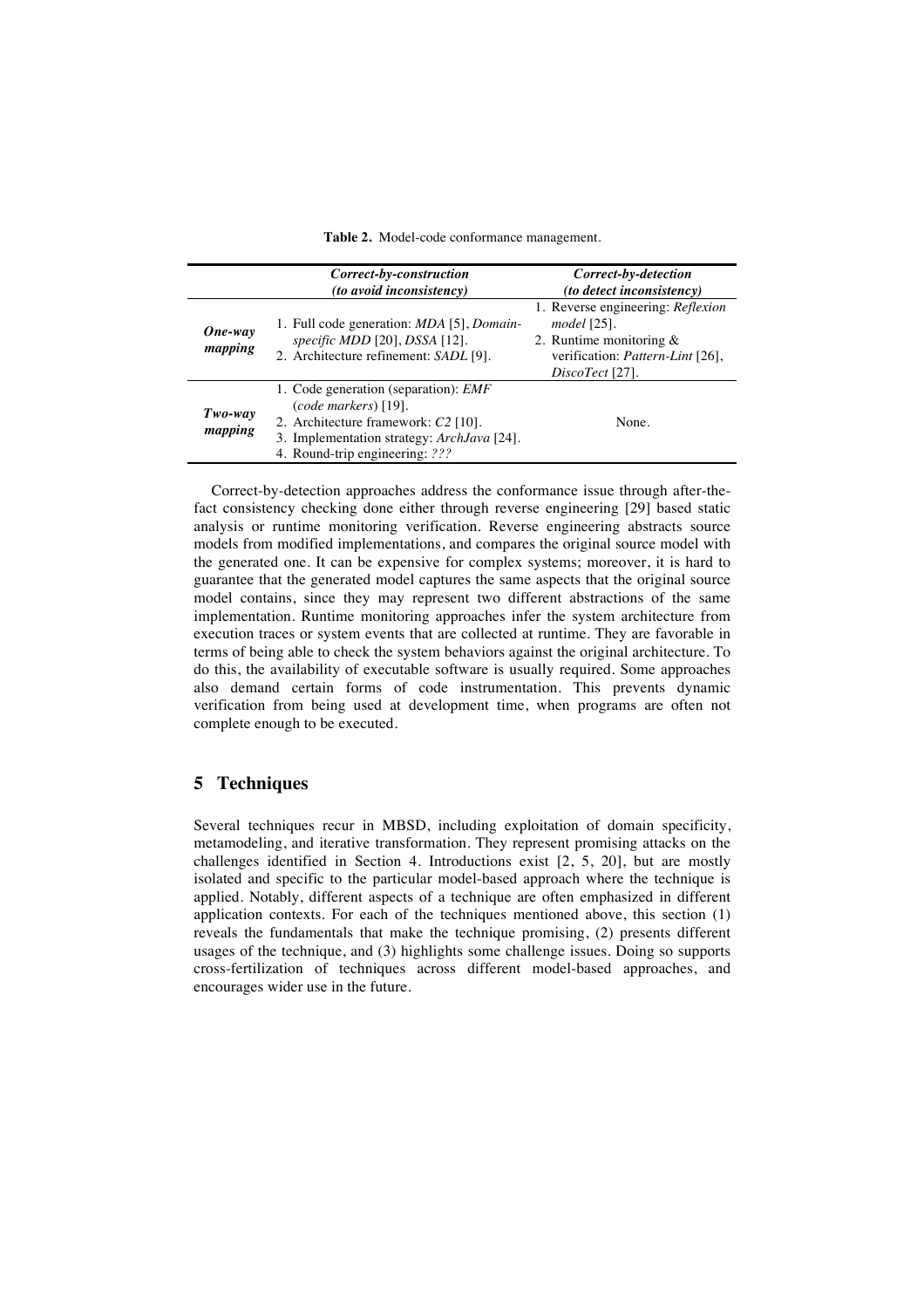**Table 2.** Model-code conformance management.

| | ***Correct-by-construction*** ***(to avoid inconsistency)*** | ***Correct-by-detection*** ***(to detect inconsistency)*** |
|---|---|---|
| ***One-way mapping*** | 1. Full code generation: *MDA* [5], *Domain-specific MDD* [20], *DSSA* [12]. 2. Architecture refinement: *SADL* [9]. | 1. Reverse engineering: *Reflexion model* [25]. 2. Runtime monitoring & verification: *Pattern-Lint* [26], *DiscoTect* [27]. |
| ***Two-way mapping*** | 1. Code generation (separation): *EMF* (*code markers*) [19]. 2. Architecture framework: *C2* [10]. 3. Implementation strategy: *ArchJava* [24]. 4. Round-trip engineering: *???* | None. |

Correct-by-detection approaches address the conformance issue through after-the-fact consistency checking done either through reverse engineering [29] based static analysis or runtime monitoring verification. Reverse engineering abstracts source models from modified implementations, and compares the original source model with the generated one. It can be expensive for complex systems; moreover, it is hard to guarantee that the generated model captures the same aspects that the original source model contains, since they may represent two different abstractions of the same implementation. Runtime monitoring approaches infer the system architecture from execution traces or system events that are collected at runtime. They are favorable in terms of being able to check the system behaviors against the original architecture. To do this, the availability of executable software is usually required. Some approaches also demand certain forms of code instrumentation. This prevents dynamic verification from being used at development time, when programs are often not complete enough to be executed.

## 5 Techniques

Several techniques recur in MBSD, including exploitation of domain specificity, metamodeling, and iterative transformation. They represent promising attacks on the challenges identified in Section 4. Introductions exist [2, 5, 20], but are mostly isolated and specific to the particular model-based approach where the technique is applied. Notably, different aspects of a technique are often emphasized in different application contexts. For each of the techniques mentioned above, this section (1) reveals the fundamentals that make the technique promising, (2) presents different usages of the technique, and (3) highlights some challenge issues. Doing so supports cross-fertilization of techniques across different model-based approaches, and encourages wider use in the future.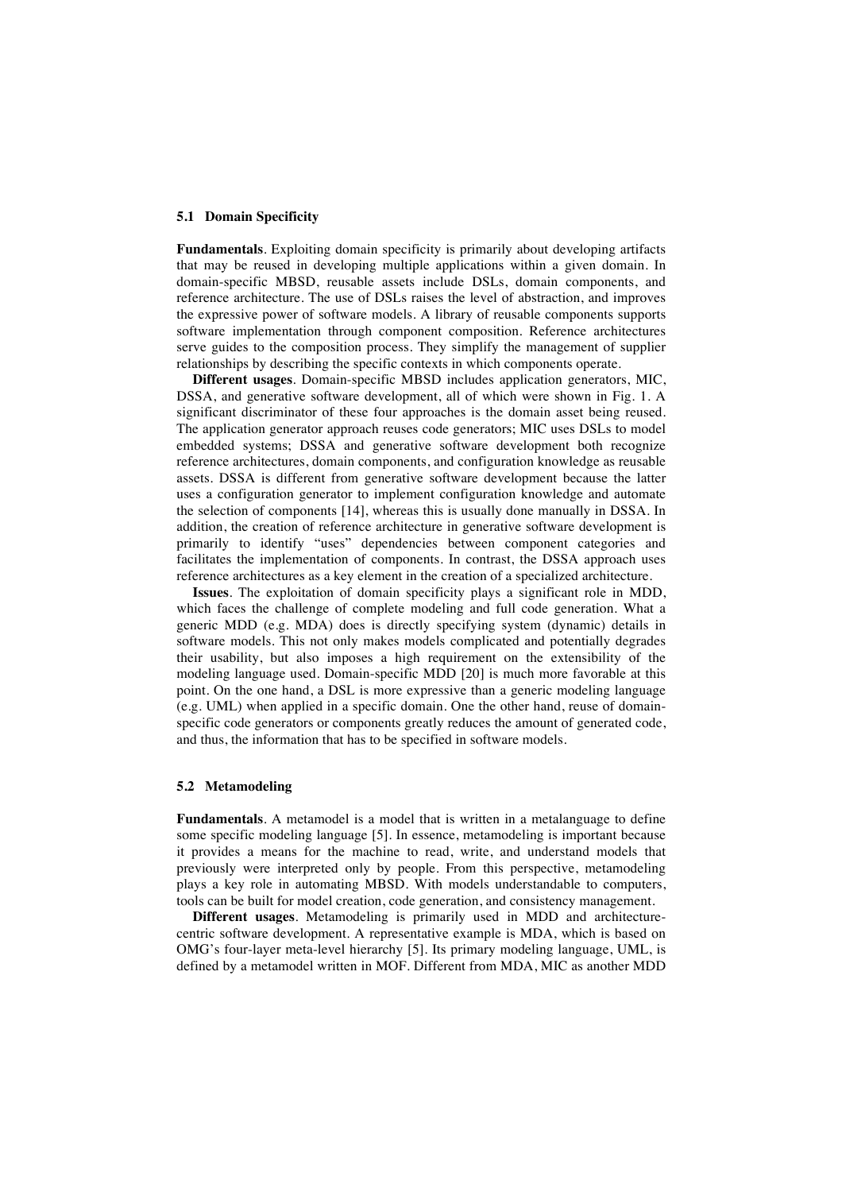### 5.1 Domain Specificity

**Fundamentals**. Exploiting domain specificity is primarily about developing artifacts that may be reused in developing multiple applications within a given domain. In domain-specific MBSD, reusable assets include DSLs, domain components, and reference architecture. The use of DSLs raises the level of abstraction, and improves the expressive power of software models. A library of reusable components supports software implementation through component composition. Reference architectures serve guides to the composition process. They simplify the management of supplier relationships by describing the specific contexts in which components operate.

**Different usages**. Domain-specific MBSD includes application generators, MIC, DSSA, and generative software development, all of which were shown in Fig. 1. A significant discriminator of these four approaches is the domain asset being reused. The application generator approach reuses code generators; MIC uses DSLs to model embedded systems; DSSA and generative software development both recognize reference architectures, domain components, and configuration knowledge as reusable assets. DSSA is different from generative software development because the latter uses a configuration generator to implement configuration knowledge and automate the selection of components [14], whereas this is usually done manually in DSSA. In addition, the creation of reference architecture in generative software development is primarily to identify "uses" dependencies between component categories and facilitates the implementation of components. In contrast, the DSSA approach uses reference architectures as a key element in the creation of a specialized architecture.

**Issues**. The exploitation of domain specificity plays a significant role in MDD, which faces the challenge of complete modeling and full code generation. What a generic MDD (e.g. MDA) does is directly specifying system (dynamic) details in software models. This not only makes models complicated and potentially degrades their usability, but also imposes a high requirement on the extensibility of the modeling language used. Domain-specific MDD [20] is much more favorable at this point. On the one hand, a DSL is more expressive than a generic modeling language (e.g. UML) when applied in a specific domain. One the other hand, reuse of domain-specific code generators or components greatly reduces the amount of generated code, and thus, the information that has to be specified in software models.

### 5.2 Metamodeling

**Fundamentals**. A metamodel is a model that is written in a metalanguage to define some specific modeling language [5]. In essence, metamodeling is important because it provides a means for the machine to read, write, and understand models that previously were interpreted only by people. From this perspective, metamodeling plays a key role in automating MBSD. With models understandable to computers, tools can be built for model creation, code generation, and consistency management.

**Different usages**. Metamodeling is primarily used in MDD and architecture-centric software development. A representative example is MDA, which is based on OMG's four-layer meta-level hierarchy [5]. Its primary modeling language, UML, is defined by a metamodel written in MOF. Different from MDA, MIC as another MDD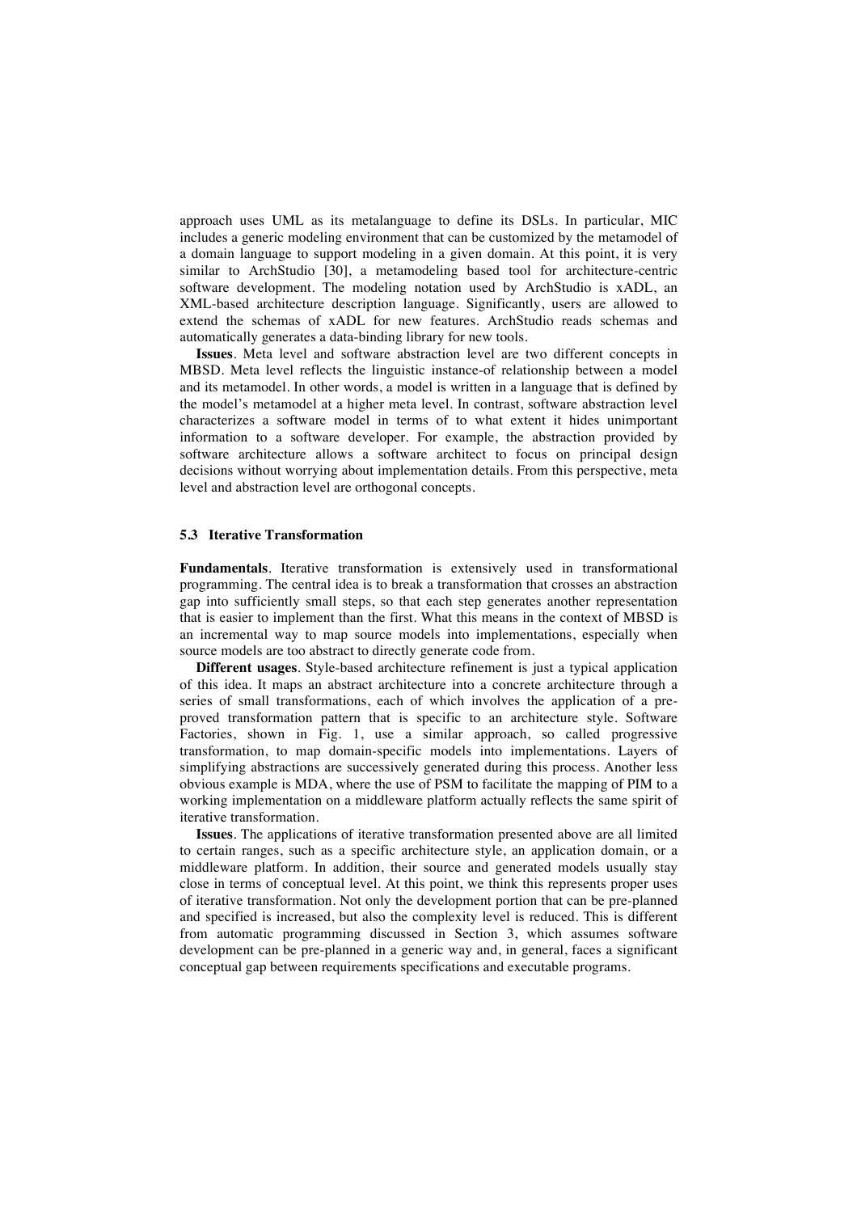approach uses UML as its metalanguage to define its DSLs. In particular, MIC includes a generic modeling environment that can be customized by the metamodel of a domain language to support modeling in a given domain. At this point, it is very similar to ArchStudio [30], a metamodeling based tool for architecture-centric software development. The modeling notation used by ArchStudio is xADL, an XML-based architecture description language. Significantly, users are allowed to extend the schemas of xADL for new features. ArchStudio reads schemas and automatically generates a data-binding library for new tools.

**Issues**. Meta level and software abstraction level are two different concepts in MBSD. Meta level reflects the linguistic instance-of relationship between a model and its metamodel. In other words, a model is written in a language that is defined by the model's metamodel at a higher meta level. In contrast, software abstraction level characterizes a software model in terms of to what extent it hides unimportant information to a software developer. For example, the abstraction provided by software architecture allows a software architect to focus on principal design decisions without worrying about implementation details. From this perspective, meta level and abstraction level are orthogonal concepts.

### 5.3 Iterative Transformation

**Fundamentals**. Iterative transformation is extensively used in transformational programming. The central idea is to break a transformation that crosses an abstraction gap into sufficiently small steps, so that each step generates another representation that is easier to implement than the first. What this means in the context of MBSD is an incremental way to map source models into implementations, especially when source models are too abstract to directly generate code from.

**Different usages**. Style-based architecture refinement is just a typical application of this idea. It maps an abstract architecture into a concrete architecture through a series of small transformations, each of which involves the application of a pre-proved transformation pattern that is specific to an architecture style. Software Factories, shown in Fig. 1, use a similar approach, so called progressive transformation, to map domain-specific models into implementations. Layers of simplifying abstractions are successively generated during this process. Another less obvious example is MDA, where the use of PSM to facilitate the mapping of PIM to a working implementation on a middleware platform actually reflects the same spirit of iterative transformation.

**Issues**. The applications of iterative transformation presented above are all limited to certain ranges, such as a specific architecture style, an application domain, or a middleware platform. In addition, their source and generated models usually stay close in terms of conceptual level. At this point, we think this represents proper uses of iterative transformation. Not only the development portion that can be pre-planned and specified is increased, but also the complexity level is reduced. This is different from automatic programming discussed in Section 3, which assumes software development can be pre-planned in a generic way and, in general, faces a significant conceptual gap between requirements specifications and executable programs.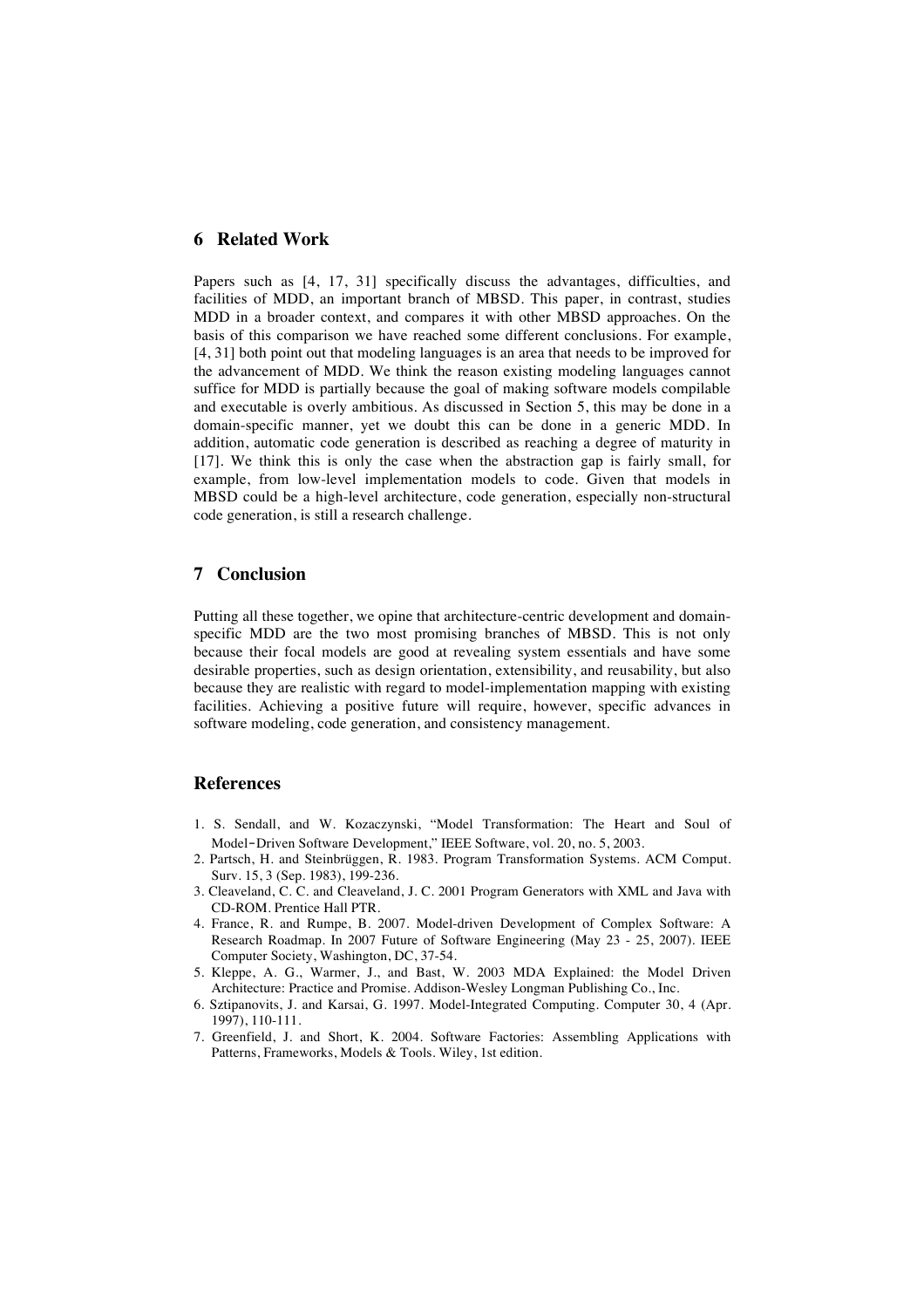## 6 Related Work

Papers such as [4, 17, 31] specifically discuss the advantages, difficulties, and facilities of MDD, an important branch of MBSD. This paper, in contrast, studies MDD in a broader context, and compares it with other MBSD approaches. On the basis of this comparison we have reached some different conclusions. For example, [4, 31] both point out that modeling languages is an area that needs to be improved for the advancement of MDD. We think the reason existing modeling languages cannot suffice for MDD is partially because the goal of making software models compilable and executable is overly ambitious. As discussed in Section 5, this may be done in a domain-specific manner, yet we doubt this can be done in a generic MDD. In addition, automatic code generation is described as reaching a degree of maturity in [17]. We think this is only the case when the abstraction gap is fairly small, for example, from low-level implementation models to code. Given that models in MBSD could be a high-level architecture, code generation, especially non-structural code generation, is still a research challenge.

## 7 Conclusion

Putting all these together, we opine that architecture-centric development and domain-specific MDD are the two most promising branches of MBSD. This is not only because their focal models are good at revealing system essentials and have some desirable properties, such as design orientation, extensibility, and reusability, but also because they are realistic with regard to model-implementation mapping with existing facilities. Achieving a positive future will require, however, specific advances in software modeling, code generation, and consistency management.

## References

1. S. Sendall, and W. Kozaczynski, "Model Transformation: The Heart and Soul of Model-Driven Software Development," IEEE Software, vol. 20, no. 5, 2003.
2. Partsch, H. and Steinbrüggen, R. 1983. Program Transformation Systems. ACM Comput. Surv. 15, 3 (Sep. 1983), 199-236.
3. Cleaveland, C. C. and Cleaveland, J. C. 2001 Program Generators with XML and Java with CD-ROM. Prentice Hall PTR.
4. France, R. and Rumpe, B. 2007. Model-driven Development of Complex Software: A Research Roadmap. In 2007 Future of Software Engineering (May 23 - 25, 2007). IEEE Computer Society, Washington, DC, 37-54.
5. Kleppe, A. G., Warmer, J., and Bast, W. 2003 MDA Explained: the Model Driven Architecture: Practice and Promise. Addison-Wesley Longman Publishing Co., Inc.
6. Sztipanovits, J. and Karsai, G. 1997. Model-Integrated Computing. Computer 30, 4 (Apr. 1997), 110-111.
7. Greenfield, J. and Short, K. 2004. Software Factories: Assembling Applications with Patterns, Frameworks, Models & Tools. Wiley, 1st edition.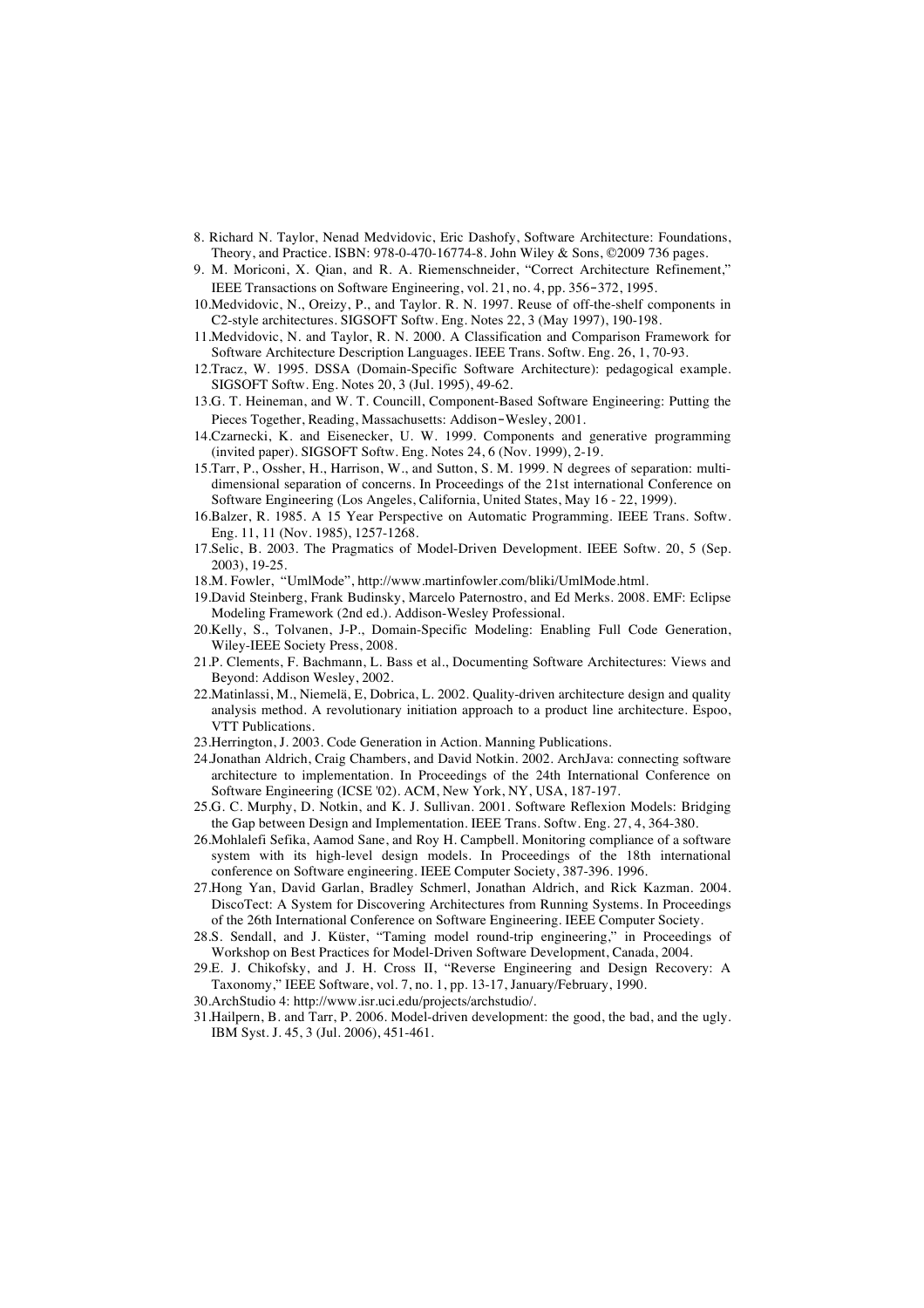8. Richard N. Taylor, Nenad Medvidovic, Eric Dashofy, Software Architecture: Foundations, Theory, and Practice. ISBN: 978-0-470-16774-8. John Wiley & Sons, ©2009 736 pages.
9. M. Moriconi, X. Qian, and R. A. Riemenschneider, "Correct Architecture Refinement," IEEE Transactions on Software Engineering, vol. 21, no. 4, pp. 356–372, 1995.
10. Medvidovic, N., Oreizy, P., and Taylor. R. N. 1997. Reuse of off-the-shelf components in C2-style architectures. SIGSOFT Softw. Eng. Notes 22, 3 (May 1997), 190-198.
11. Medvidovic, N. and Taylor, R. N. 2000. A Classification and Comparison Framework for Software Architecture Description Languages. IEEE Trans. Softw. Eng. 26, 1, 70-93.
12. Tracz, W. 1995. DSSA (Domain-Specific Software Architecture): pedagogical example. SIGSOFT Softw. Eng. Notes 20, 3 (Jul. 1995), 49-62.
13. G. T. Heineman, and W. T. Councill, Component-Based Software Engineering: Putting the Pieces Together, Reading, Massachusetts: Addison–Wesley, 2001.
14. Czarnecki, K. and Eisenecker, U. W. 1999. Components and generative programming (invited paper). SIGSOFT Softw. Eng. Notes 24, 6 (Nov. 1999), 2-19.
15. Tarr, P., Ossher, H., Harrison, W., and Sutton, S. M. 1999. N degrees of separation: multi-dimensional separation of concerns. In Proceedings of the 21st international Conference on Software Engineering (Los Angeles, California, United States, May 16 - 22, 1999).
16. Balzer, R. 1985. A 15 Year Perspective on Automatic Programming. IEEE Trans. Softw. Eng. 11, 11 (Nov. 1985), 1257-1268.
17. Selic, B. 2003. The Pragmatics of Model-Driven Development. IEEE Softw. 20, 5 (Sep. 2003), 19-25.
18. M. Fowler, "UmlMode", http://www.martinfowler.com/bliki/UmlMode.html.
19. David Steinberg, Frank Budinsky, Marcelo Paternostro, and Ed Merks. 2008. EMF: Eclipse Modeling Framework (2nd ed.). Addison-Wesley Professional.
20. Kelly, S., Tolvanen, J-P., Domain-Specific Modeling: Enabling Full Code Generation, Wiley-IEEE Society Press, 2008.
21. P. Clements, F. Bachmann, L. Bass et al., Documenting Software Architectures: Views and Beyond: Addison Wesley, 2002.
22. Matinlassi, M., Niemelä, E, Dobrica, L. 2002. Quality-driven architecture design and quality analysis method. A revolutionary initiation approach to a product line architecture. Espoo, VTT Publications.
23. Herrington, J. 2003. Code Generation in Action. Manning Publications.
24. Jonathan Aldrich, Craig Chambers, and David Notkin. 2002. ArchJava: connecting software architecture to implementation. In Proceedings of the 24th International Conference on Software Engineering (ICSE '02). ACM, New York, NY, USA, 187-197.
25. G. C. Murphy, D. Notkin, and K. J. Sullivan. 2001. Software Reflexion Models: Bridging the Gap between Design and Implementation. IEEE Trans. Softw. Eng. 27, 4, 364-380.
26. Mohlalefi Sefika, Aamod Sane, and Roy H. Campbell. Monitoring compliance of a software system with its high-level design models. In Proceedings of the 18th international conference on Software engineering. IEEE Computer Society, 387-396. 1996.
27. Hong Yan, David Garlan, Bradley Schmerl, Jonathan Aldrich, and Rick Kazman. 2004. DiscoTect: A System for Discovering Architectures from Running Systems. In Proceedings of the 26th International Conference on Software Engineering. IEEE Computer Society.
28. S. Sendall, and J. Küster, "Taming model round-trip engineering," in Proceedings of Workshop on Best Practices for Model-Driven Software Development, Canada, 2004.
29. E. J. Chikofsky, and J. H. Cross II, "Reverse Engineering and Design Recovery: A Taxonomy," IEEE Software, vol. 7, no. 1, pp. 13-17, January/February, 1990.
30. ArchStudio 4: http://www.isr.uci.edu/projects/archstudio/.
31. Hailpern, B. and Tarr, P. 2006. Model-driven development: the good, the bad, and the ugly. IBM Syst. J. 45, 3 (Jul. 2006), 451-461.